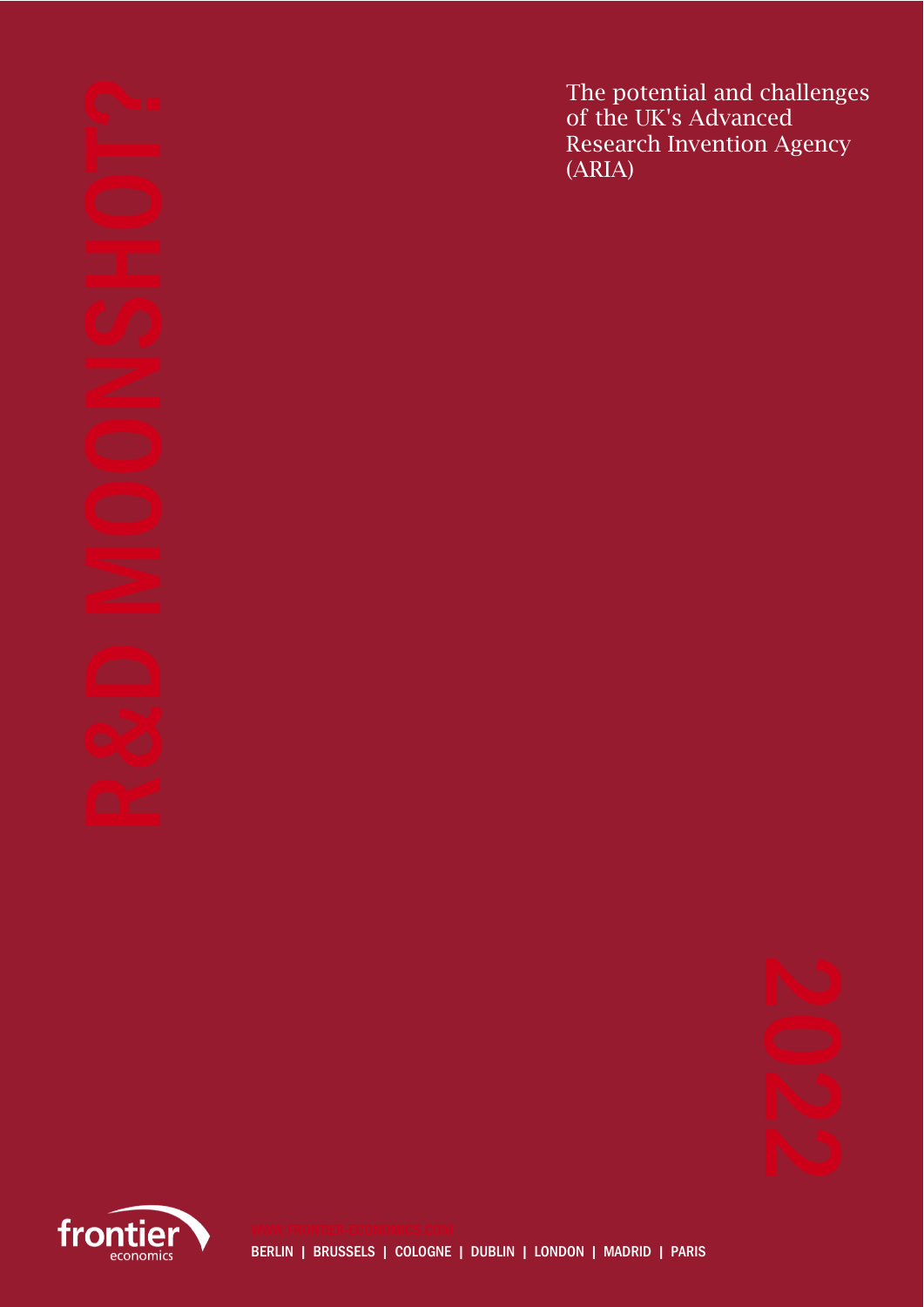# R&D MOONSHOT?

The potential and challenges of the UK's Advanced Research Invention Agency (ARIA)

2022

frontier economics

WWW.FRONTIER-ECONOMICS.COM

BERLIN | BRUSSELS | COLOGNE | DUBLIN | LONDON | MADRID | PARIS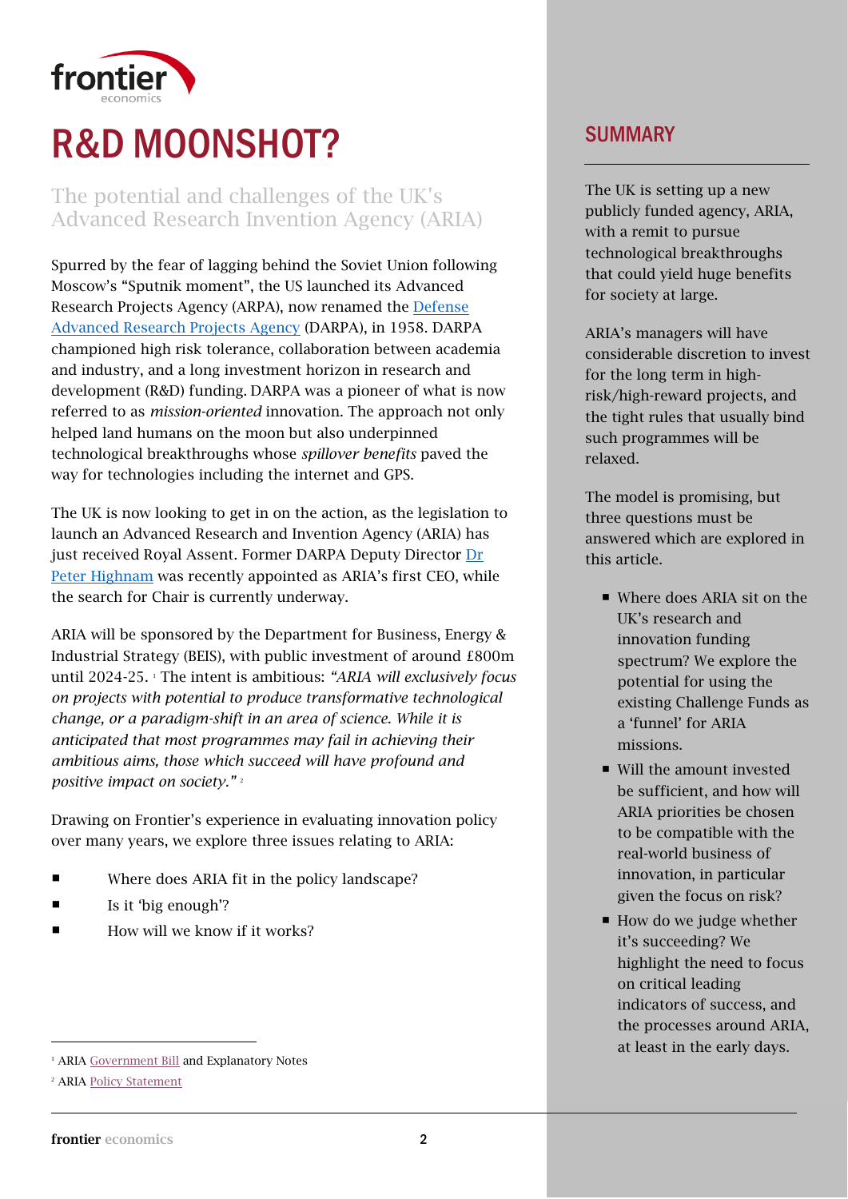# R&D MOONSHOT?

## The potential and challenges of the UK's Advanced Research Invention Agency (ARIA)

Spurred by the fear of lagging behind the Soviet Union following Moscow's "Sputnik moment", the US launched its Advanced Research Projects Agency (ARPA), now renamed the Defense Advanced Research Projects Agency (DARPA), in 1958. DARPA championed high risk tolerance, collaboration between academia and industry, and a long investment horizon in research and development (R&D) funding. DARPA was a pioneer of what is now referred to as *mission-oriented* innovation. The approach not only helped land humans on the moon but also underpinned technological breakthroughs whose *spillover benefits* paved the way for technologies including the internet and GPS.

The UK is now looking to get in on the action, as the legislation to launch an Advanced Research and Invention Agency (ARIA) has just received Royal Assent. Former DARPA Deputy Director Dr Peter Highnam was recently appointed as ARIA's first CEO, while the search for Chair is currently underway.

ARIA will be sponsored by the Department for Business, Energy & Industrial Strategy (BEIS), with public investment of around £800m until 2024-25. [1] The intent is ambitious: *"ARIA will exclusively focus on projects with potential to produce transformative technological change, or a paradigm-shift in an area of science. While it is anticipated that most programmes may fail in achieving their ambitious aims, those which succeed will have profound and positive impact on society."* [2]

Drawing on Frontier's experience in evaluating innovation policy over many years, we explore three issues relating to ARIA:

- Where does ARIA fit in the policy landscape?
- Is it 'big enough'?
- How will we know if it works?

## SUMMARY

The UK is setting up a new publicly funded agency, ARIA, with a remit to pursue technological breakthroughs that could yield huge benefits for society at large.

ARIA's managers will have considerable discretion to invest for the long term in high-risk/high-reward projects, and the tight rules that usually bind such programmes will be relaxed.

The model is promising, but three questions must be answered which are explored in this article.

- Where does ARIA sit on the UK's research and innovation funding spectrum? We explore the potential for using the existing Challenge Funds as a 'funnel' for ARIA missions.
- Will the amount invested be sufficient, and how will ARIA priorities be chosen to be compatible with the real-world business of innovation, in particular given the focus on risk?
- How do we judge whether it's succeeding? We highlight the need to focus on critical leading indicators of success, and the processes around ARIA, at least in the early days.

---

[1] ARIA Government Bill and Explanatory Notes

[2] ARIA Policy Statement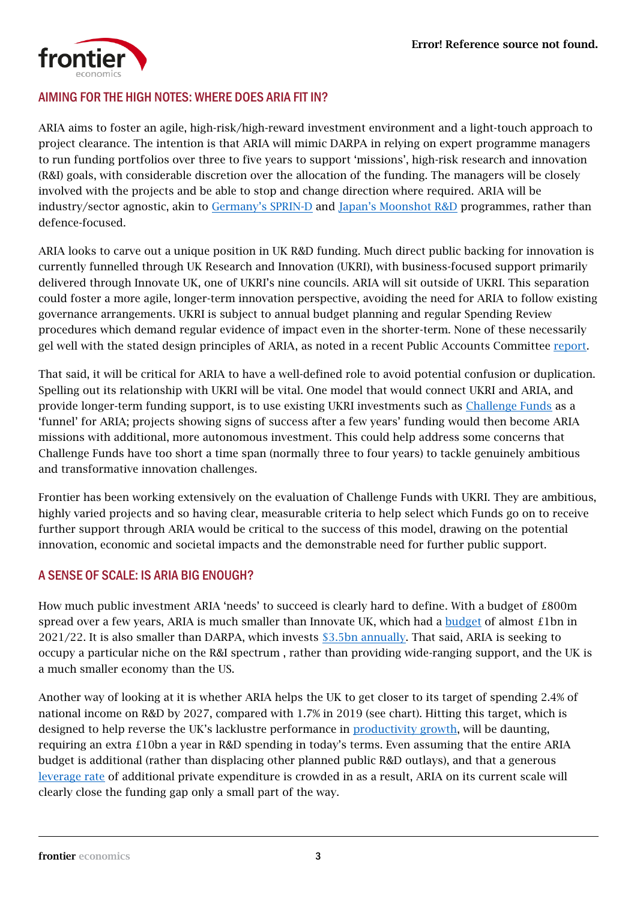## AIMING FOR THE HIGH NOTES: WHERE DOES ARIA FIT IN?

ARIA aims to foster an agile, high-risk/high-reward investment environment and a light-touch approach to project clearance. The intention is that ARIA will mimic DARPA in relying on expert programme managers to run funding portfolios over three to five years to support 'missions', high-risk research and innovation (R&I) goals, with considerable discretion over the allocation of the funding. The managers will be closely involved with the projects and be able to stop and change direction where required. ARIA will be industry/sector agnostic, akin to Germany's SPRIN-D and Japan's Moonshot R&D programmes, rather than defence-focused.

ARIA looks to carve out a unique position in UK R&D funding. Much direct public backing for innovation is currently funnelled through UK Research and Innovation (UKRI), with business-focused support primarily delivered through Innovate UK, one of UKRI's nine councils. ARIA will sit outside of UKRI. This separation could foster a more agile, longer-term innovation perspective, avoiding the need for ARIA to follow existing governance arrangements. UKRI is subject to annual budget planning and regular Spending Review procedures which demand regular evidence of impact even in the shorter-term. None of these necessarily gel well with the stated design principles of ARIA, as noted in a recent Public Accounts Committee report.

That said, it will be critical for ARIA to have a well-defined role to avoid potential confusion or duplication. Spelling out its relationship with UKRI will be vital. One model that would connect UKRI and ARIA, and provide longer-term funding support, is to use existing UKRI investments such as Challenge Funds as a 'funnel' for ARIA; projects showing signs of success after a few years' funding would then become ARIA missions with additional, more autonomous investment. This could help address some concerns that Challenge Funds have too short a time span (normally three to four years) to tackle genuinely ambitious and transformative innovation challenges.

Frontier has been working extensively on the evaluation of Challenge Funds with UKRI. They are ambitious, highly varied projects and so having clear, measurable criteria to help select which Funds go on to receive further support through ARIA would be critical to the success of this model, drawing on the potential innovation, economic and societal impacts and the demonstrable need for further public support.

## A SENSE OF SCALE: IS ARIA BIG ENOUGH?

How much public investment ARIA 'needs' to succeed is clearly hard to define. With a budget of £800m spread over a few years, ARIA is much smaller than Innovate UK, which had a budget of almost £1bn in 2021/22. It is also smaller than DARPA, which invests $3.5bn annually. That said, ARIA is seeking to occupy a particular niche on the R&I spectrum , rather than providing wide-ranging support, and the UK is a much smaller economy than the US.

Another way of looking at it is whether ARIA helps the UK to get closer to its target of spending 2.4% of national income on R&D by 2027, compared with 1.7% in 2019 (see chart). Hitting this target, which is designed to help reverse the UK's lacklustre performance in productivity growth, will be daunting, requiring an extra £10bn a year in R&D spending in today's terms. Even assuming that the entire ARIA budget is additional (rather than displacing other planned public R&D outlays), and that a generous leverage rate of additional private expenditure is crowded in as a result, ARIA on its current scale will clearly close the funding gap only a small part of the way.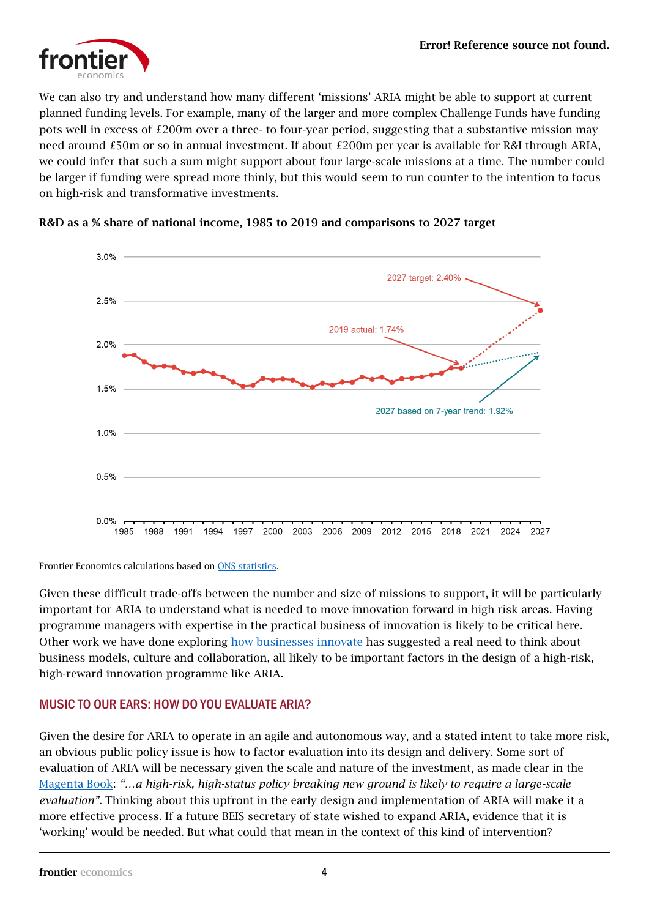We can also try and understand how many different 'missions' ARIA might be able to support at current planned funding levels. For example, many of the larger and more complex Challenge Funds have funding pots well in excess of £200m over a three- to four-year period, suggesting that a substantive mission may need around £50m or so in annual investment. If about £200m per year is available for R&I through ARIA, we could infer that such a sum might support about four large-scale missions at a time. The number could be larger if funding were spread more thinly, but this would seem to run counter to the intention to focus on high-risk and transformative investments.

**R&D as a % share of national income, 1985 to 2019 and comparisons to 2027 target**

Frontier Economics calculations based on [ONS statistics](#).

Given these difficult trade-offs between the number and size of missions to support, it will be particularly important for ARIA to understand what is needed to move innovation forward in high risk areas. Having programme managers with expertise in the practical business of innovation is likely to be critical here. Other work we have done exploring [how businesses innovate](#) has suggested a real need to think about business models, culture and collaboration, all likely to be important factors in the design of a high-risk, high-reward innovation programme like ARIA.

## MUSIC TO OUR EARS: HOW DO YOU EVALUATE ARIA?

Given the desire for ARIA to operate in an agile and autonomous way, and a stated intent to take more risk, an obvious public policy issue is how to factor evaluation into its design and delivery. Some sort of evaluation of ARIA will be necessary given the scale and nature of the investment, as made clear in the [Magenta Book](#): *"…a high-risk, high-status policy breaking new ground is likely to require a large-scale evaluation"*. Thinking about this upfront in the early design and implementation of ARIA will make it a more effective process. If a future BEIS secretary of state wished to expand ARIA, evidence that it is 'working' would be needed. But what could that mean in the context of this kind of intervention?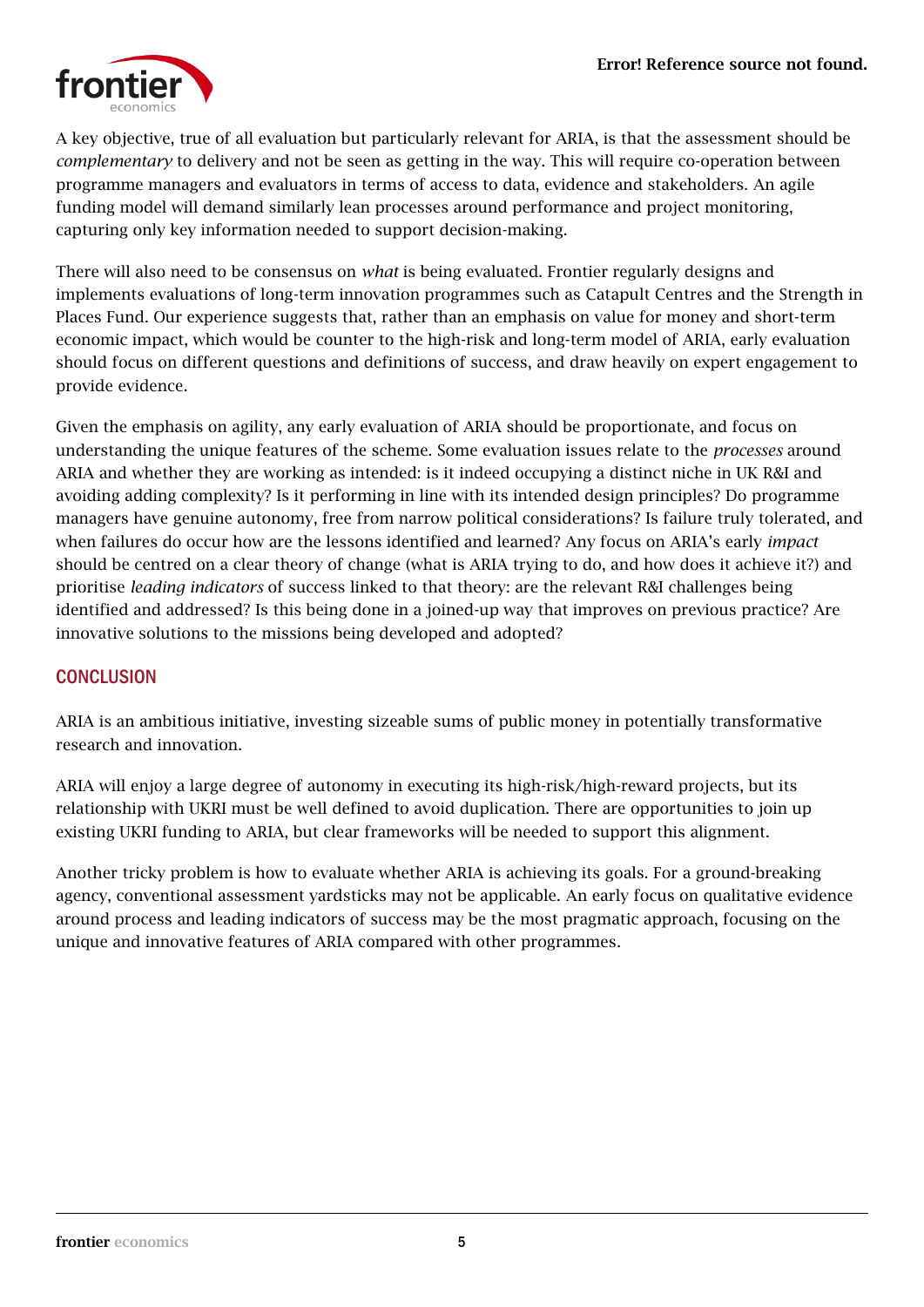A key objective, true of all evaluation but particularly relevant for ARIA, is that the assessment should be *complementary* to delivery and not be seen as getting in the way. This will require co-operation between programme managers and evaluators in terms of access to data, evidence and stakeholders. An agile funding model will demand similarly lean processes around performance and project monitoring, capturing only key information needed to support decision-making.

There will also need to be consensus on *what* is being evaluated. Frontier regularly designs and implements evaluations of long-term innovation programmes such as Catapult Centres and the Strength in Places Fund. Our experience suggests that, rather than an emphasis on value for money and short-term economic impact, which would be counter to the high-risk and long-term model of ARIA, early evaluation should focus on different questions and definitions of success, and draw heavily on expert engagement to provide evidence.

Given the emphasis on agility, any early evaluation of ARIA should be proportionate, and focus on understanding the unique features of the scheme. Some evaluation issues relate to the *processes* around ARIA and whether they are working as intended: is it indeed occupying a distinct niche in UK R&I and avoiding adding complexity? Is it performing in line with its intended design principles? Do programme managers have genuine autonomy, free from narrow political considerations? Is failure truly tolerated, and when failures do occur how are the lessons identified and learned? Any focus on ARIA's early *impact* should be centred on a clear theory of change (what is ARIA trying to do, and how does it achieve it?) and prioritise *leading indicators* of success linked to that theory: are the relevant R&I challenges being identified and addressed? Is this being done in a joined-up way that improves on previous practice? Are innovative solutions to the missions being developed and adopted?

## CONCLUSION

ARIA is an ambitious initiative, investing sizeable sums of public money in potentially transformative research and innovation.

ARIA will enjoy a large degree of autonomy in executing its high-risk/high-reward projects, but its relationship with UKRI must be well defined to avoid duplication. There are opportunities to join up existing UKRI funding to ARIA, but clear frameworks will be needed to support this alignment.

Another tricky problem is how to evaluate whether ARIA is achieving its goals. For a ground-breaking agency, conventional assessment yardsticks may not be applicable. An early focus on qualitative evidence around process and leading indicators of success may be the most pragmatic approach, focusing on the unique and innovative features of ARIA compared with other programmes.